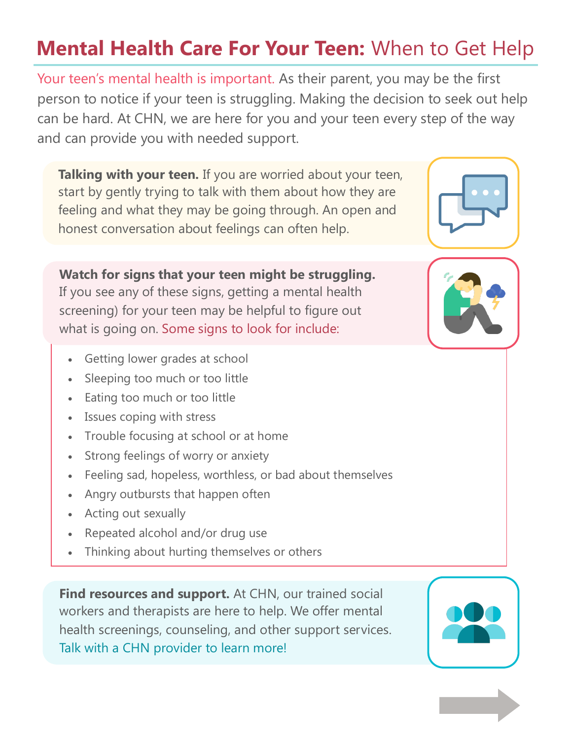# **Mental Health Care For Your Teen:** When to Get Help

Your teen's mental health is important. As their parent, you may be the first person to notice if your teen is struggling. Making the decision to seek out help can be hard. At CHN, we are here for you and your teen every step of the way and can provide you with needed support.

**Talking with your teen.** If you are worried about your teen, start by gently trying to talk with them about how they are feeling and what they may be going through. An open and honest conversation about feelings can often help.

**Watch for signs that your teen might be struggling.** If you see any of these signs, getting a mental health screening) for your teen may be helpful to figure out what is going on. Some signs to look for include:

- Getting lower grades at school
- Sleeping too much or too little
- Eating too much or too little
- Issues coping with stress
- Trouble focusing at school or at home
- Strong feelings of worry or anxiety
- Feeling sad, hopeless, worthless, or bad about themselves
- Angry outbursts that happen often
- Acting out sexually
- Repeated alcohol and/or drug use
- Thinking about hurting themselves or others

**Find resources and support.** At CHN, our trained social workers and therapists are here to help. We offer mental health screenings, counseling, and other support services. Talk with a CHN provider to learn more!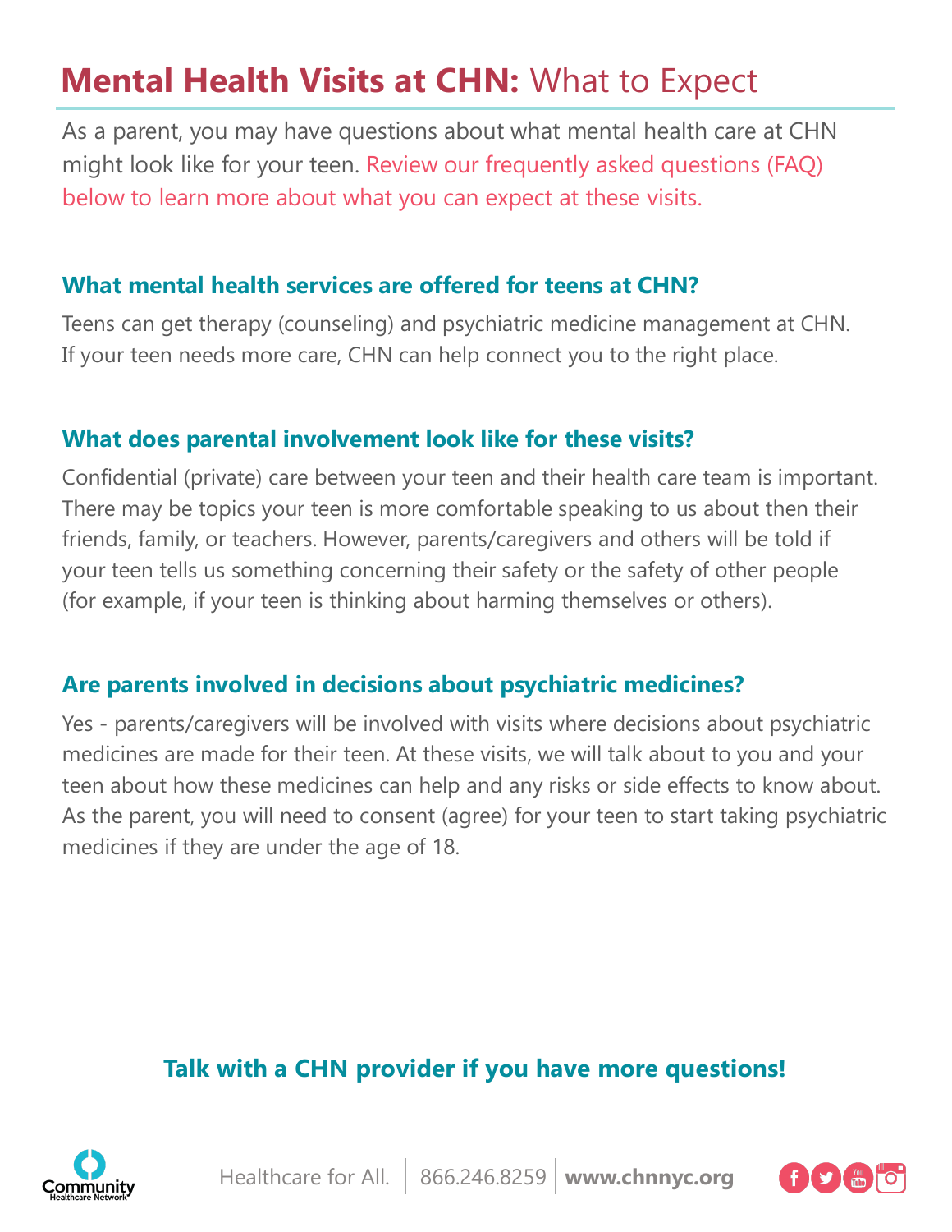# **Mental Health Visits at CHN:** What to Expect

As a parent, you may have questions about what mental health care at CHN might look like for your teen. Review our frequently asked questions (FAQ) below to learn more about what you can expect at these visits.

### What mental health services are offered for teens at CHN?

Teens can get therapy (counseling) and psychiatric medicine management at CHN. If your teen needs more care, CHN can help connect you to the right place.

### What does parental involvement look like for these visits?

Confidential (private) care between your teen and their health care team is important. There may be topics your teen is more comfortable speaking to us about then their friends, family, or teachers. However, parents/caregivers and others will be told if your teen tells us something concerning their safety or the safety of other people (for example, if your teen is thinking about harming themselves or others).

### Are parents involved in decisions about psychiatric medicines?

Yes - parents/caregivers will be involved with visits where decisions about psychiatric medicines are made for their teen. At these visits, we will talk about to you and your teen about how these medicines can help and any risks or side effects to know about. As the parent, you will need to consent (agree) for your teen to start taking psychiatric medicines if they are under the age of 18.

**Talk with a CHN provider if you have more questions!**

Community Healthcare Network

Healthcare for All. | 866.246.8259 | **www.chnnyc.org**